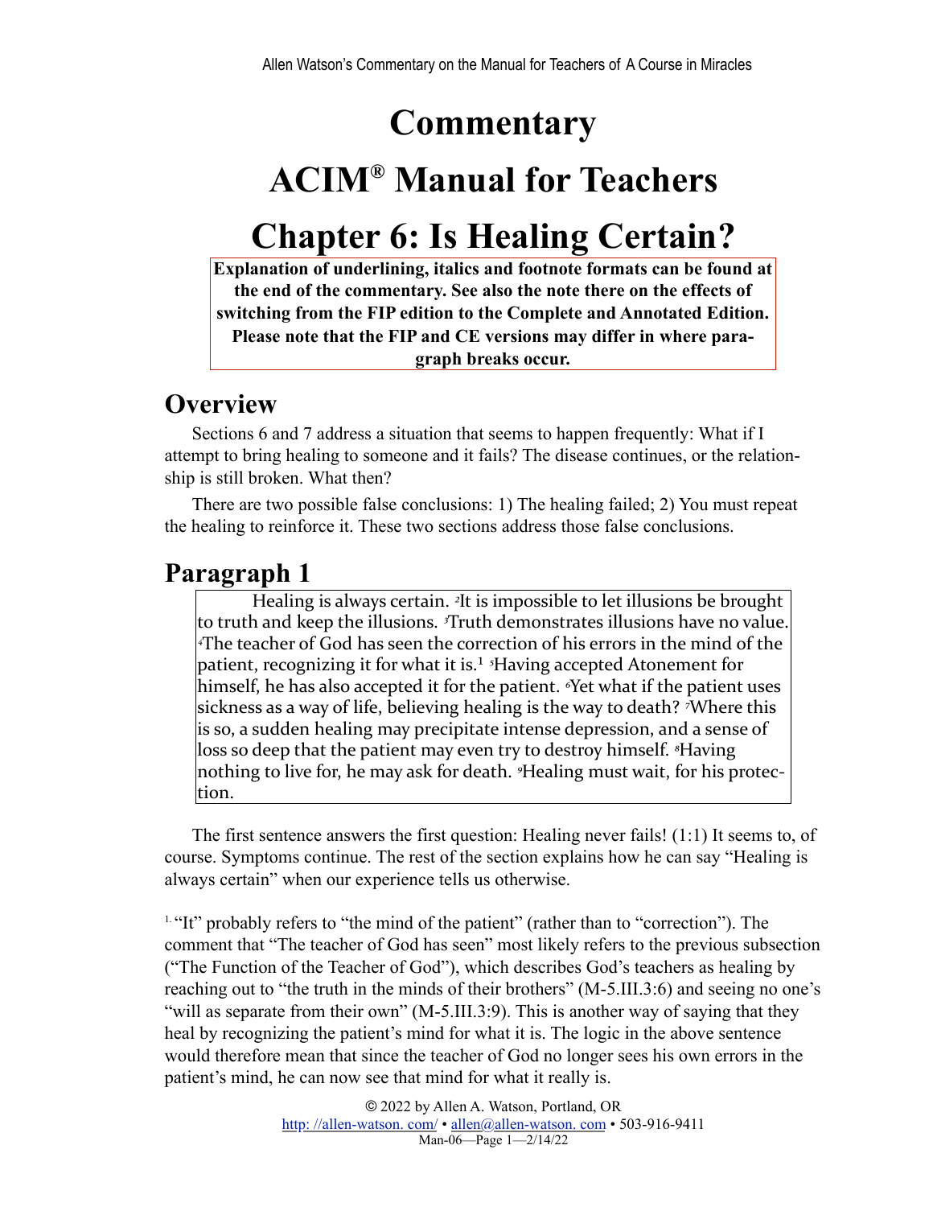# Commentary

# ACIM® Manual for Teachers

# Chapter 6: Is Healing Certain?

**Explanation of underlining, italics and footnote formats can be found at the end of the commentary. See also the note there on the effects of switching from the FIP edition to the Complete and Annotated Edition. Please note that the FIP and CE versions may differ in where paragraph breaks occur.**

## Overview

Sections 6 and 7 address a situation that seems to happen frequently: What if I attempt to bring healing to someone and it fails? The disease continues, or the relationship is still broken. What then?

There are two possible false conclusions: 1) The healing failed; 2) You must repeat the healing to reinforce it. These two sections address those false conclusions.

## Paragraph 1

> Healing is always certain. [2]It is impossible to let illusions be brought to truth and keep the illusions. [3]Truth demonstrates illusions have no value. [4]The teacher of God has seen the correction of his errors in the mind of the patient, recognizing it for what it is.[1] [5]Having accepted Atonement for himself, he has also accepted it for the patient. [6]Yet what if the patient uses sickness as a way of life, believing healing is the way to death? [7]Where this is so, a sudden healing may precipitate intense depression, and a sense of loss so deep that the patient may even try to destroy himself. [8]Having nothing to live for, he may ask for death. [9]Healing must wait, for his protection.

The first sentence answers the first question: Healing never fails! (1:1) It seems to, of course. Symptoms continue. The rest of the section explains how he can say "Healing is always certain" when our experience tells us otherwise.

[1] "It" probably refers to "the mind of the patient" (rather than to "correction"). The comment that "The teacher of God has seen" most likely refers to the previous subsection ("The Function of the Teacher of God"), which describes God's teachers as healing by reaching out to "the truth in the minds of their brothers" (M-5.III.3:6) and seeing no one's "will as separate from their own" (M-5.III.3:9). This is another way of saying that they heal by recognizing the patient's mind for what it is. The logic in the above sentence would therefore mean that since the teacher of God no longer sees his own errors in the patient's mind, he can now see that mind for what it really is.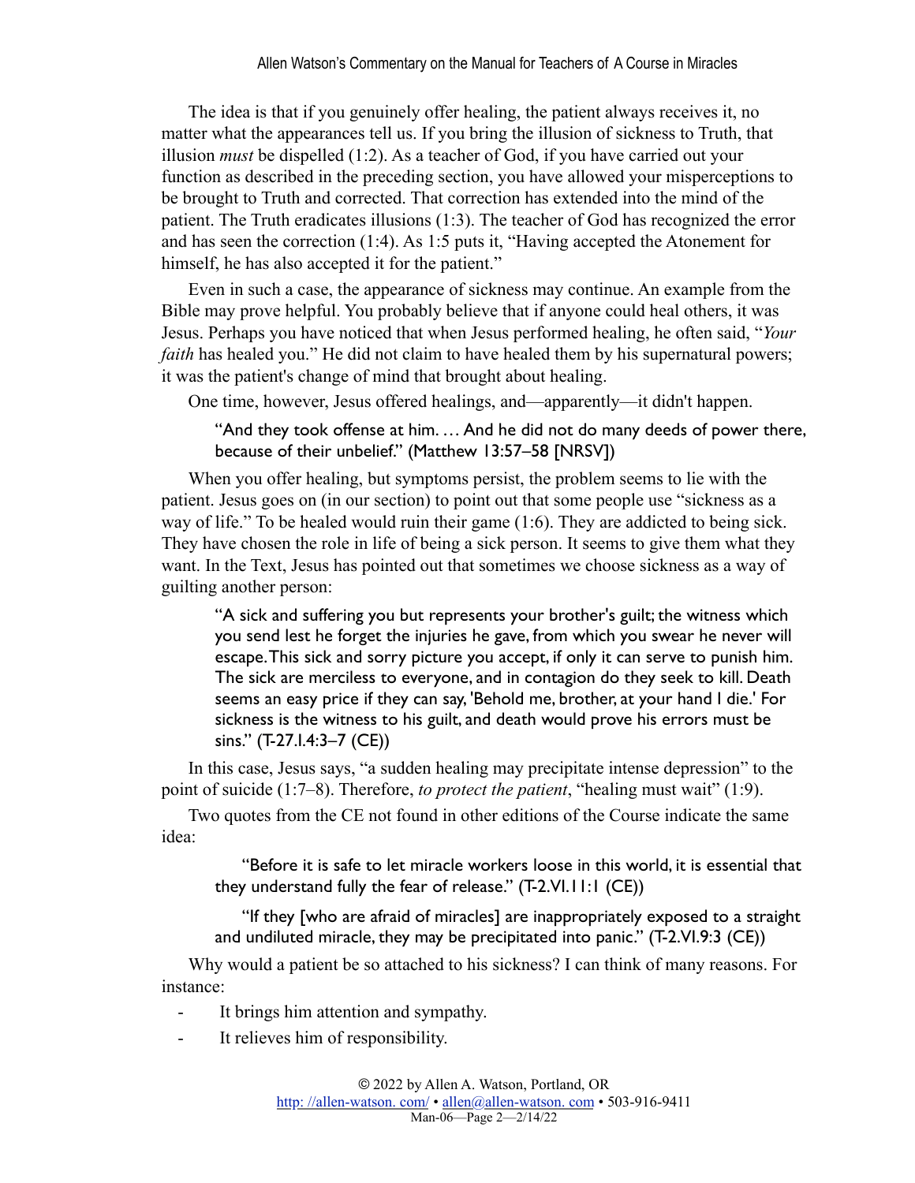The idea is that if you genuinely offer healing, the patient always receives it, no matter what the appearances tell us. If you bring the illusion of sickness to Truth, that illusion *must* be dispelled (1:2). As a teacher of God, if you have carried out your function as described in the preceding section, you have allowed your misperceptions to be brought to Truth and corrected. That correction has extended into the mind of the patient. The Truth eradicates illusions (1:3). The teacher of God has recognized the error and has seen the correction (1:4). As 1:5 puts it, "Having accepted the Atonement for himself, he has also accepted it for the patient."

Even in such a case, the appearance of sickness may continue. An example from the Bible may prove helpful. You probably believe that if anyone could heal others, it was Jesus. Perhaps you have noticed that when Jesus performed healing, he often said, "*Your faith* has healed you." He did not claim to have healed them by his supernatural powers; it was the patient's change of mind that brought about healing.

One time, however, Jesus offered healings, and—apparently—it didn't happen.

> "And they took offense at him. … And he did not do many deeds of power there, because of their unbelief." (Matthew 13:57–58 [NRSV])

When you offer healing, but symptoms persist, the problem seems to lie with the patient. Jesus goes on (in our section) to point out that some people use "sickness as a way of life." To be healed would ruin their game (1:6). They are addicted to being sick. They have chosen the role in life of being a sick person. It seems to give them what they want. In the Text, Jesus has pointed out that sometimes we choose sickness as a way of guilting another person:

> "A sick and suffering you but represents your brother's guilt; the witness which you send lest he forget the injuries he gave, from which you swear he never will escape. This sick and sorry picture you accept, if only it can serve to punish him. The sick are merciless to everyone, and in contagion do they seek to kill. Death seems an easy price if they can say, 'Behold me, brother, at your hand I die.' For sickness is the witness to his guilt, and death would prove his errors must be sins." (T-27.I.4:3–7 (CE))

In this case, Jesus says, "a sudden healing may precipitate intense depression" to the point of suicide (1:7–8). Therefore, *to protect the patient*, "healing must wait" (1:9).

Two quotes from the CE not found in other editions of the Course indicate the same idea:

> "Before it is safe to let miracle workers loose in this world, it is essential that they understand fully the fear of release." (T-2.VI.11:1 (CE))

> "If they [who are afraid of miracles] are inappropriately exposed to a straight and undiluted miracle, they may be precipitated into panic." (T-2.VI.9:3 (CE))

Why would a patient be so attached to his sickness? I can think of many reasons. For instance:

- It brings him attention and sympathy.
- It relieves him of responsibility.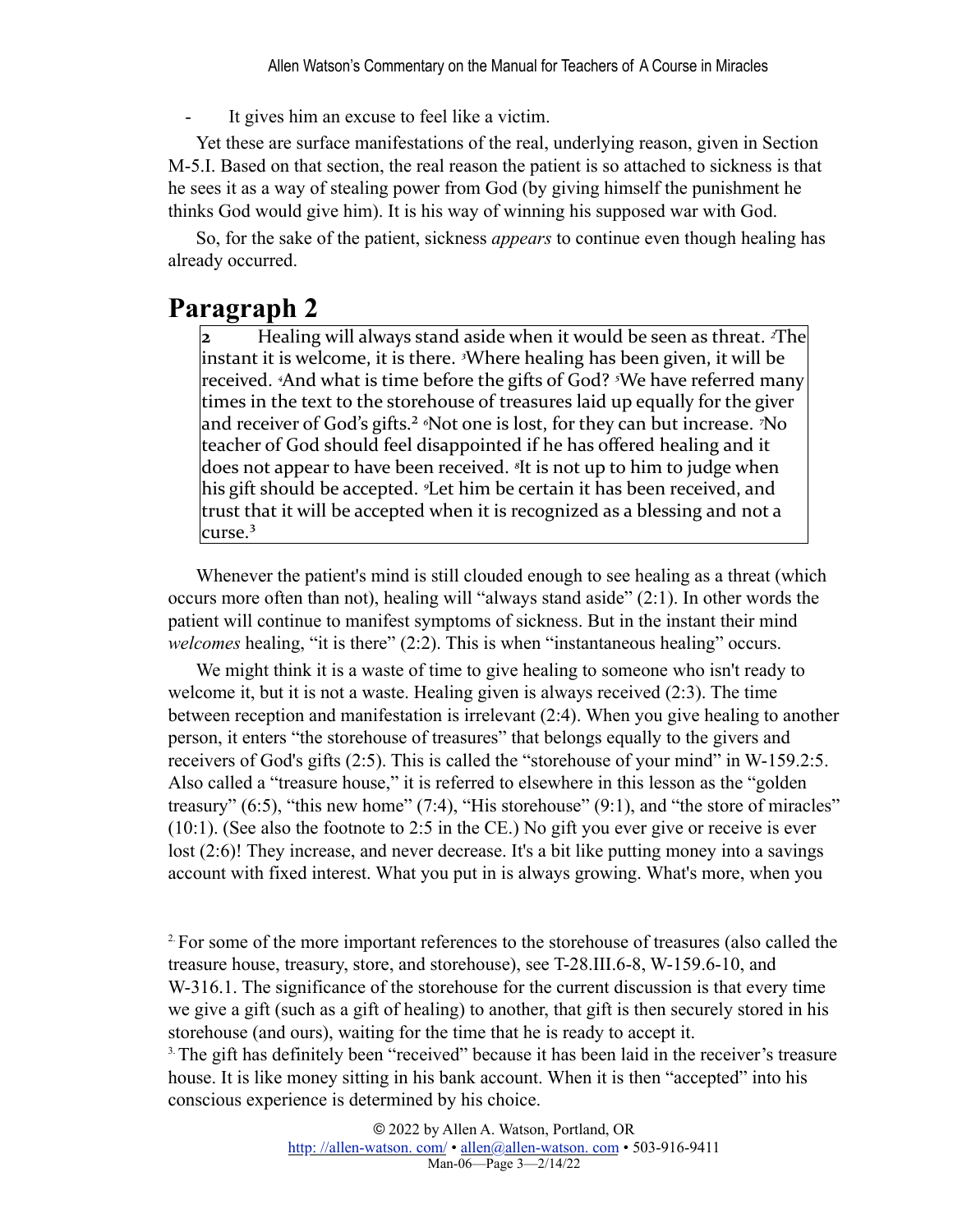- It gives him an excuse to feel like a victim.

Yet these are surface manifestations of the real, underlying reason, given in Section M-5.I. Based on that section, the real reason the patient is so attached to sickness is that he sees it as a way of stealing power from God (by giving himself the punishment he thinks God would give him). It is his way of winning his supposed war with God.

So, for the sake of the patient, sickness *appears* to continue even though healing has already occurred.

## Paragraph 2

> **2** Healing will always stand aside when it would be seen as threat. ²The instant it is welcome, it is there. ³Where healing has been given, it will be received. ⁴And what is time before the gifts of God? ⁵We have referred many times in the text to the storehouse of treasures laid up equally for the giver and receiver of God's gifts.[2] ⁶Not one is lost, for they can but increase. ⁷No teacher of God should feel disappointed if he has offered healing and it does not appear to have been received. ⁸It is not up to him to judge when his gift should be accepted. ⁹Let him be certain it has been received, and trust that it will be accepted when it is recognized as a blessing and not a curse.[3]

Whenever the patient's mind is still clouded enough to see healing as a threat (which occurs more often than not), healing will "always stand aside" (2:1). In other words the patient will continue to manifest symptoms of sickness. But in the instant their mind *welcomes* healing, "it is there" (2:2). This is when "instantaneous healing" occurs.

We might think it is a waste of time to give healing to someone who isn't ready to welcome it, but it is not a waste. Healing given is always received (2:3). The time between reception and manifestation is irrelevant (2:4). When you give healing to another person, it enters "the storehouse of treasures" that belongs equally to the givers and receivers of God's gifts (2:5). This is called the "storehouse of your mind" in W-159.2:5. Also called a "treasure house," it is referred to elsewhere in this lesson as the "golden treasury" (6:5), "this new home" (7:4), "His storehouse" (9:1), and "the store of miracles" (10:1). (See also the footnote to 2:5 in the CE.) No gift you ever give or receive is ever lost (2:6)! They increase, and never decrease. It's a bit like putting money into a savings account with fixed interest. What you put in is always growing. What's more, when you

---

[2] For some of the more important references to the storehouse of treasures (also called the treasure house, treasury, store, and storehouse), see T-28.III.6-8, W-159.6-10, and W-316.1. The significance of the storehouse for the current discussion is that every time we give a gift (such as a gift of healing) to another, that gift is then securely stored in his storehouse (and ours), waiting for the time that he is ready to accept it.

[3] The gift has definitely been "received" because it has been laid in the receiver's treasure house. It is like money sitting in his bank account. When it is then "accepted" into his conscious experience is determined by his choice.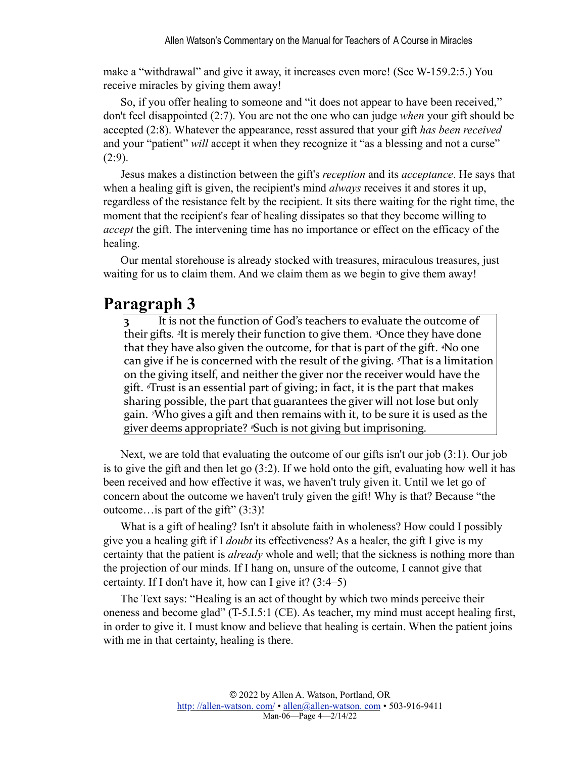make a "withdrawal" and give it away, it increases even more! (See W-159.2:5.) You receive miracles by giving them away!

So, if you offer healing to someone and "it does not appear to have been received," don't feel disappointed (2:7). You are not the one who can judge *when* your gift should be accepted (2:8). Whatever the appearance, resst assured that your gift *has been received* and your "patient" *will* accept it when they recognize it "as a blessing and not a curse" (2:9).

Jesus makes a distinction between the gift's *reception* and its *acceptance*. He says that when a healing gift is given, the recipient's mind *always* receives it and stores it up, regardless of the resistance felt by the recipient. It sits there waiting for the right time, the moment that the recipient's fear of healing dissipates so that they become willing to *accept* the gift. The intervening time has no importance or effect on the efficacy of the healing.

Our mental storehouse is already stocked with treasures, miraculous treasures, just waiting for us to claim them. And we claim them as we begin to give them away!

## Paragraph 3

> **3** It is not the function of God's teachers to evaluate the outcome of their gifts. [2]It is merely their function to give them. [3]Once they have done that they have also given the outcome, for that is part of the gift. [4]No one can give if he is concerned with the result of the giving. [5]That is a limitation on the giving itself, and neither the giver nor the receiver would have the gift. [6]Trust is an essential part of giving; in fact, it is the part that makes sharing possible, the part that guarantees the giver will not lose but only gain. [7]Who gives a gift and then remains with it, to be sure it is used as the giver deems appropriate? [8]Such is not giving but imprisoning.

Next, we are told that evaluating the outcome of our gifts isn't our job (3:1). Our job is to give the gift and then let go (3:2). If we hold onto the gift, evaluating how well it has been received and how effective it was, we haven't truly given it. Until we let go of concern about the outcome we haven't truly given the gift! Why is that? Because "the outcome…is part of the gift" (3:3)!

What is a gift of healing? Isn't it absolute faith in wholeness? How could I possibly give you a healing gift if I *doubt* its effectiveness? As a healer, the gift I give is my certainty that the patient is *already* whole and well; that the sickness is nothing more than the projection of our minds. If I hang on, unsure of the outcome, I cannot give that certainty. If I don't have it, how can I give it? (3:4–5)

The Text says: "Healing is an act of thought by which two minds perceive their oneness and become glad" (T-5.I.5:1 (CE). As teacher, my mind must accept healing first, in order to give it. I must know and believe that healing is certain. When the patient joins with me in that certainty, healing is there.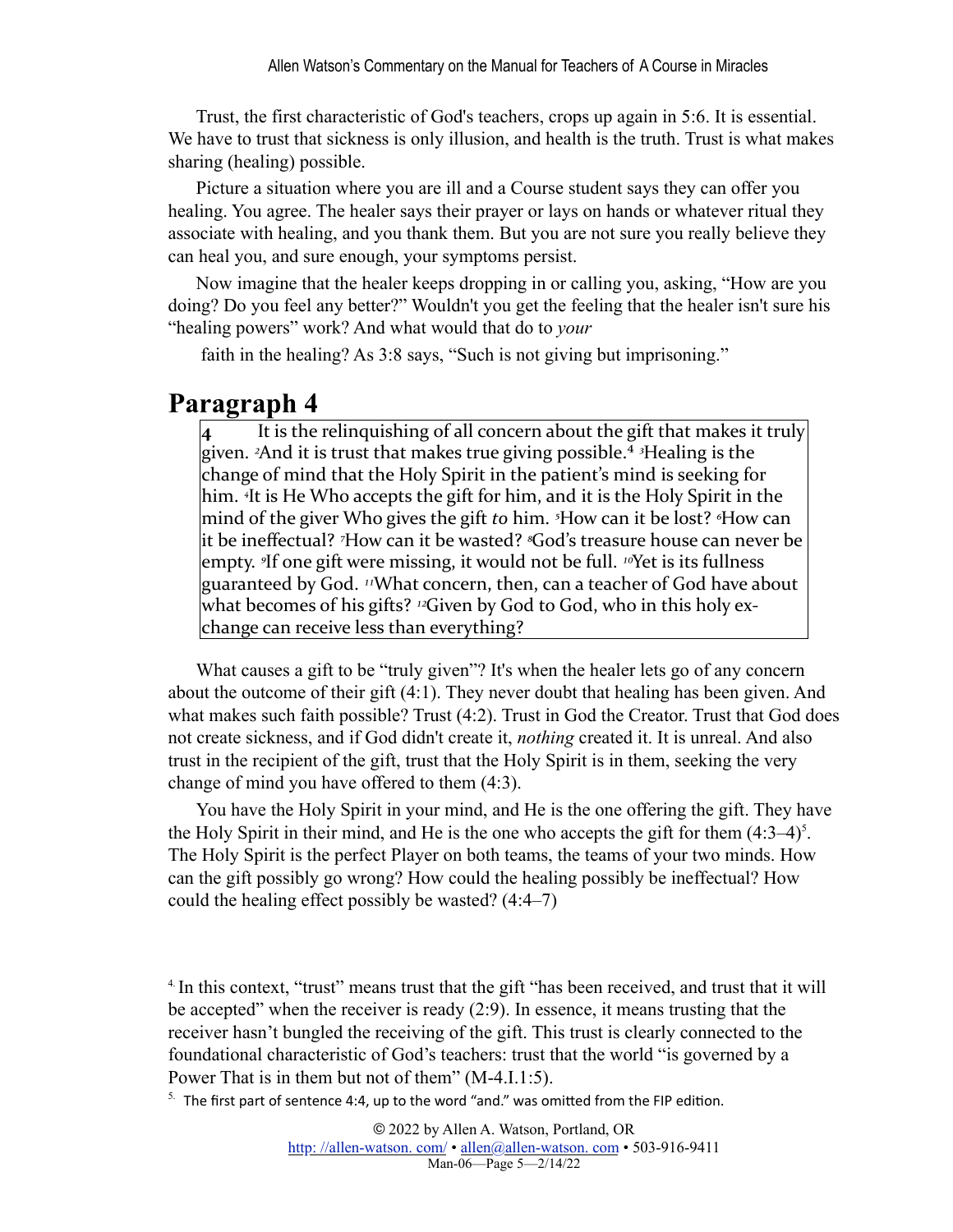Trust, the first characteristic of God's teachers, crops up again in 5:6. It is essential. We have to trust that sickness is only illusion, and health is the truth. Trust is what makes sharing (healing) possible.

Picture a situation where you are ill and a Course student says they can offer you healing. You agree. The healer says their prayer or lays on hands or whatever ritual they associate with healing, and you thank them. But you are not sure you really believe they can heal you, and sure enough, your symptoms persist.

Now imagine that the healer keeps dropping in or calling you, asking, "How are you doing? Do you feel any better?" Wouldn't you get the feeling that the healer isn't sure his "healing powers" work? And what would that do to *your* faith in the healing? As 3:8 says, "Such is not giving but imprisoning."

## Paragraph 4

> **4** It is the relinquishing of all concern about the gift that makes it truly given. ²And it is trust that makes true giving possible.[4] ³Healing is the change of mind that the Holy Spirit in the patient's mind is seeking for him. ⁴It is He Who accepts the gift for him, and it is the Holy Spirit in the mind of the giver Who gives the gift *to* him. ⁵How can it be lost? ⁶How can it be ineffectual? ⁷How can it be wasted? ⁸God's treasure house can never be empty. ⁹If one gift were missing, it would not be full. ¹⁰Yet is its fullness guaranteed by God. ¹¹What concern, then, can a teacher of God have about what becomes of his gifts? ¹²Given by God to God, who in this holy exchange can receive less than everything?

What causes a gift to be "truly given"? It's when the healer lets go of any concern about the outcome of their gift (4:1). They never doubt that healing has been given. And what makes such faith possible? Trust (4:2). Trust in God the Creator. Trust that God does not create sickness, and if God didn't create it, *nothing* created it. It is unreal. And also trust in the recipient of the gift, trust that the Holy Spirit is in them, seeking the very change of mind you have offered to them (4:3).

You have the Holy Spirit in your mind, and He is the one offering the gift. They have the Holy Spirit in their mind, and He is the one who accepts the gift for them (4:3–4)[5]. The Holy Spirit is the perfect Player on both teams, the teams of your two minds. How can the gift possibly go wrong? How could the healing possibly be ineffectual? How could the healing effect possibly be wasted? (4:4–7)

---

[4] In this context, "trust" means trust that the gift "has been received, and trust that it will be accepted" when the receiver is ready (2:9). In essence, it means trusting that the receiver hasn't bungled the receiving of the gift. This trust is clearly connected to the foundational characteristic of God's teachers: trust that the world "is governed by a Power That is in them but not of them" (M-4.I.1:5).

[5] The first part of sentence 4:4, up to the word "and." was omitted from the FIP edition.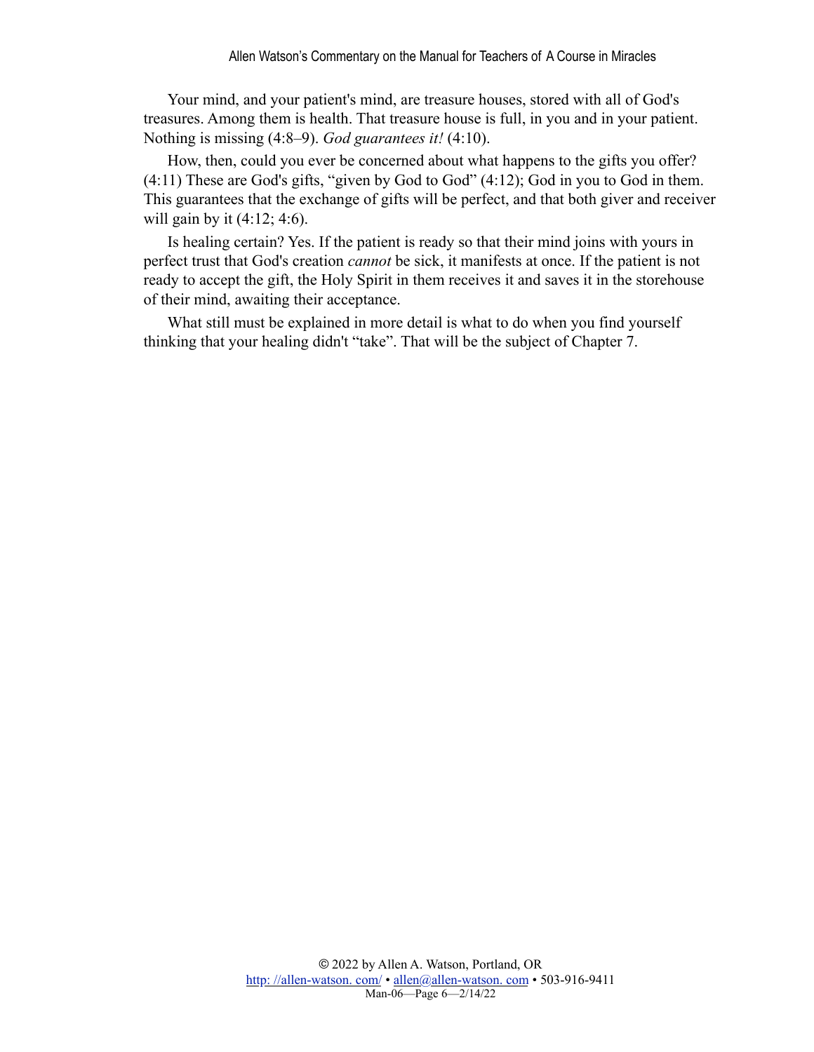Your mind, and your patient's mind, are treasure houses, stored with all of God's treasures. Among them is health. That treasure house is full, in you and in your patient. Nothing is missing (4:8–9). *God guarantees it!* (4:10).

How, then, could you ever be concerned about what happens to the gifts you offer? (4:11) These are God's gifts, "given by God to God" (4:12); God in you to God in them. This guarantees that the exchange of gifts will be perfect, and that both giver and receiver will gain by it (4:12; 4:6).

Is healing certain? Yes. If the patient is ready so that their mind joins with yours in perfect trust that God's creation *cannot* be sick, it manifests at once. If the patient is not ready to accept the gift, the Holy Spirit in them receives it and saves it in the storehouse of their mind, awaiting their acceptance.

What still must be explained in more detail is what to do when you find yourself thinking that your healing didn't "take". That will be the subject of Chapter 7.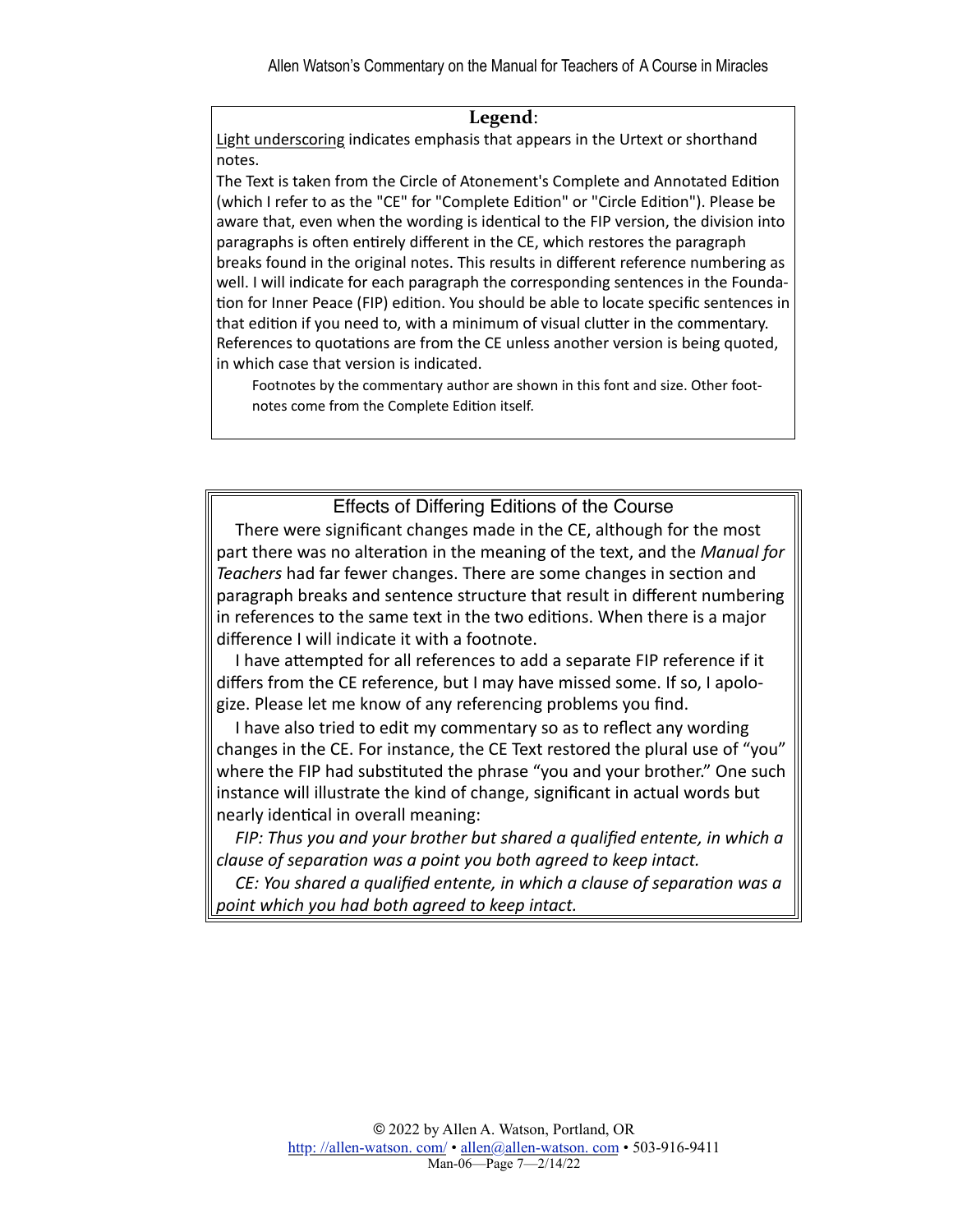**Legend**:

Light underscoring indicates emphasis that appears in the Urtext or shorthand notes.

The Text is taken from the Circle of Atonement's Complete and Annotated Edition (which I refer to as the "CE" for "Complete Edition" or "Circle Edition"). Please be aware that, even when the wording is identical to the FIP version, the division into paragraphs is often entirely different in the CE, which restores the paragraph breaks found in the original notes. This results in different reference numbering as well. I will indicate for each paragraph the corresponding sentences in the Foundation for Inner Peace (FIP) edition. You should be able to locate specific sentences in that edition if you need to, with a minimum of visual clutter in the commentary. References to quotations are from the CE unless another version is being quoted, in which case that version is indicated.

> Footnotes by the commentary author are shown in this font and size. Other footnotes come from the Complete Edition itself.

## Effects of Differing Editions of the Course

There were significant changes made in the CE, although for the most part there was no alteration in the meaning of the text, and the *Manual for Teachers* had far fewer changes. There are some changes in section and paragraph breaks and sentence structure that result in different numbering in references to the same text in the two editions. When there is a major difference I will indicate it with a footnote.

I have attempted for all references to add a separate FIP reference if it differs from the CE reference, but I may have missed some. If so, I apologize. Please let me know of any referencing problems you find.

I have also tried to edit my commentary so as to reflect any wording changes in the CE. For instance, the CE Text restored the plural use of "you" where the FIP had substituted the phrase "you and your brother." One such instance will illustrate the kind of change, significant in actual words but nearly identical in overall meaning:

*FIP: Thus you and your brother but shared a qualified entente, in which a clause of separation was a point you both agreed to keep intact.*

*CE: You shared a qualified entente, in which a clause of separation was a point which you had both agreed to keep intact.*

© 2022 by Allen A. Watson, Portland, OR
http://allen-watson.com/ • allen@allen-watson.com • 503-916-9411